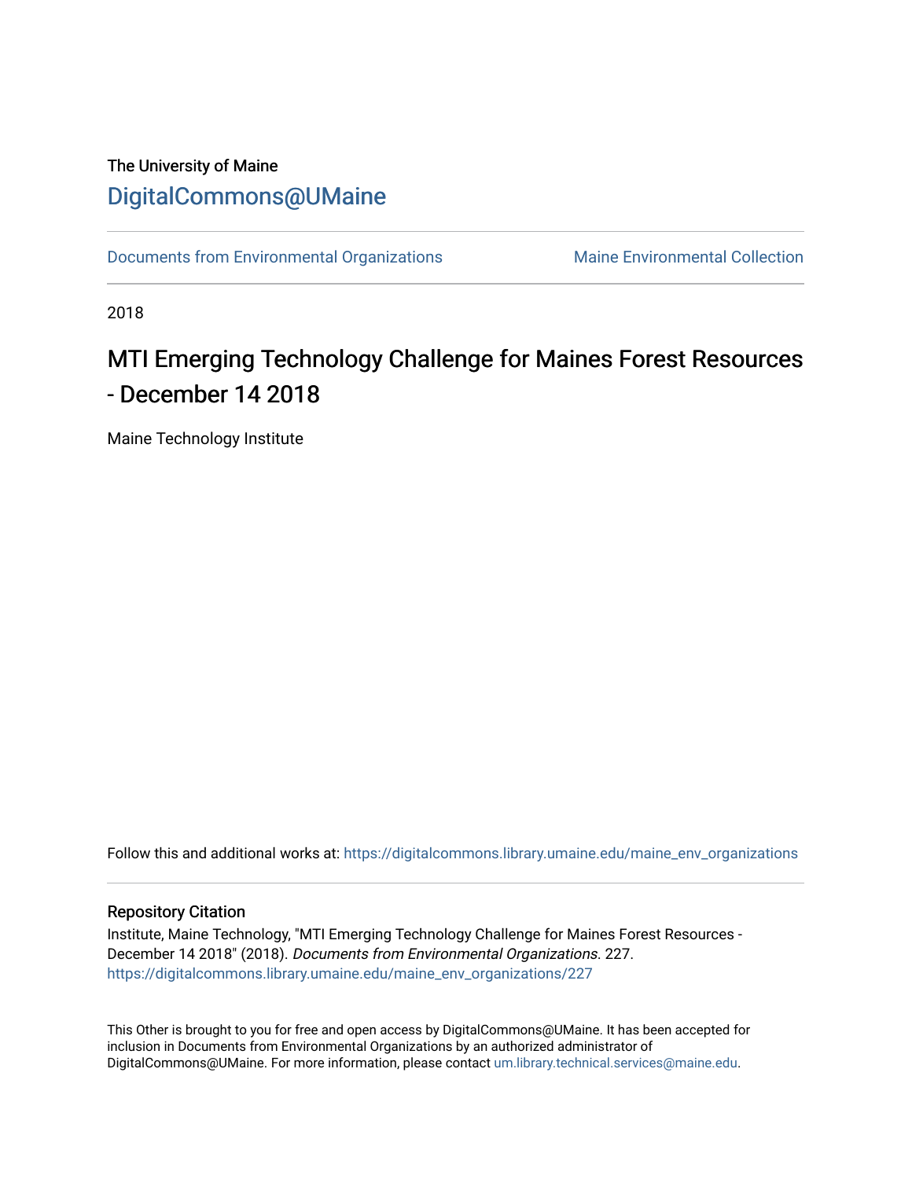The University of Maine

# DigitalCommons@UMaine

Documents from Environmental Organizations | Maine Environmental Collection

2018

# MTI Emerging Technology Challenge for Maines Forest Resources - December 14 2018

Maine Technology Institute

Follow this and additional works at: https://digitalcommons.library.umaine.edu/maine_env_organizations

## Repository Citation

Institute, Maine Technology, "MTI Emerging Technology Challenge for Maines Forest Resources - December 14 2018" (2018). *Documents from Environmental Organizations*. 227.
https://digitalcommons.library.umaine.edu/maine_env_organizations/227

This Other is brought to you for free and open access by DigitalCommons@UMaine. It has been accepted for inclusion in Documents from Environmental Organizations by an authorized administrator of DigitalCommons@UMaine. For more information, please contact um.library.technical.services@maine.edu.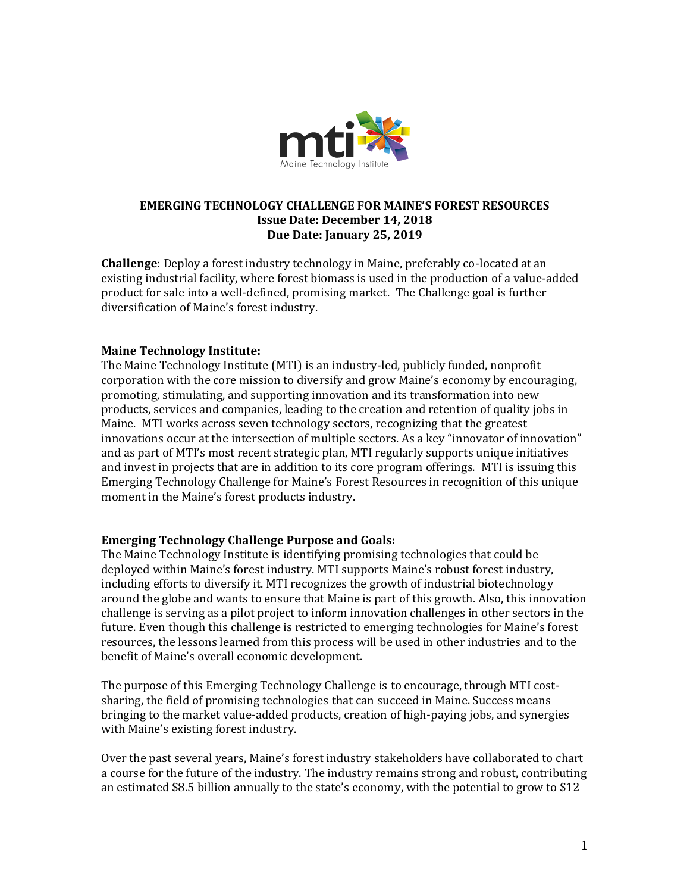**EMERGING TECHNOLOGY CHALLENGE FOR MAINE'S FOREST RESOURCES**
**Issue Date: December 14, 2018**
**Due Date: January 25, 2019**

**Challenge**: Deploy a forest industry technology in Maine, preferably co-located at an existing industrial facility, where forest biomass is used in the production of a value-added product for sale into a well-defined, promising market. The Challenge goal is further diversification of Maine's forest industry.

**Maine Technology Institute:**
The Maine Technology Institute (MTI) is an industry-led, publicly funded, nonprofit corporation with the core mission to diversify and grow Maine's economy by encouraging, promoting, stimulating, and supporting innovation and its transformation into new products, services and companies, leading to the creation and retention of quality jobs in Maine. MTI works across seven technology sectors, recognizing that the greatest innovations occur at the intersection of multiple sectors. As a key "innovator of innovation" and as part of MTI's most recent strategic plan, MTI regularly supports unique initiatives and invest in projects that are in addition to its core program offerings. MTI is issuing this Emerging Technology Challenge for Maine's Forest Resources in recognition of this unique moment in the Maine's forest products industry.

**Emerging Technology Challenge Purpose and Goals:**
The Maine Technology Institute is identifying promising technologies that could be deployed within Maine's forest industry. MTI supports Maine's robust forest industry, including efforts to diversify it. MTI recognizes the growth of industrial biotechnology around the globe and wants to ensure that Maine is part of this growth. Also, this innovation challenge is serving as a pilot project to inform innovation challenges in other sectors in the future. Even though this challenge is restricted to emerging technologies for Maine's forest resources, the lessons learned from this process will be used in other industries and to the benefit of Maine's overall economic development.

The purpose of this Emerging Technology Challenge is to encourage, through MTI cost-sharing, the field of promising technologies that can succeed in Maine. Success means bringing to the market value-added products, creation of high-paying jobs, and synergies with Maine's existing forest industry.

Over the past several years, Maine's forest industry stakeholders have collaborated to chart a course for the future of the industry. The industry remains strong and robust, contributing an estimated $8.5 billion annually to the state's economy, with the potential to grow to $12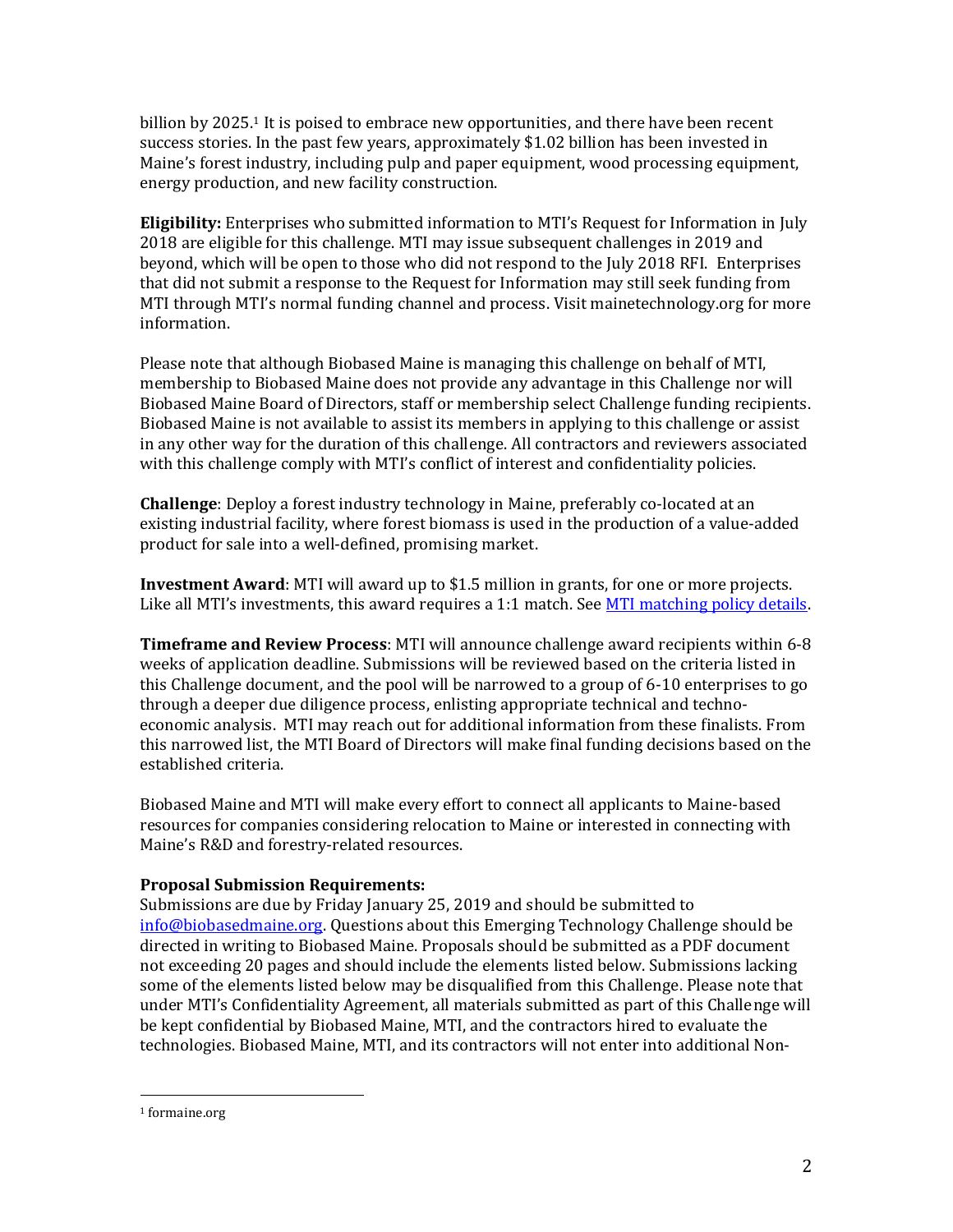billion by 2025.[1] It is poised to embrace new opportunities, and there have been recent success stories. In the past few years, approximately $1.02 billion has been invested in Maine's forest industry, including pulp and paper equipment, wood processing equipment, energy production, and new facility construction.

**Eligibility:** Enterprises who submitted information to MTI's Request for Information in July 2018 are eligible for this challenge. MTI may issue subsequent challenges in 2019 and beyond, which will be open to those who did not respond to the July 2018 RFI. Enterprises that did not submit a response to the Request for Information may still seek funding from MTI through MTI's normal funding channel and process. Visit mainetechnology.org for more information.

Please note that although Biobased Maine is managing this challenge on behalf of MTI, membership to Biobased Maine does not provide any advantage in this Challenge nor will Biobased Maine Board of Directors, staff or membership select Challenge funding recipients. Biobased Maine is not available to assist its members in applying to this challenge or assist in any other way for the duration of this challenge. All contractors and reviewers associated with this challenge comply with MTI's conflict of interest and confidentiality policies.

**Challenge**: Deploy a forest industry technology in Maine, preferably co-located at an existing industrial facility, where forest biomass is used in the production of a value-added product for sale into a well-defined, promising market.

**Investment Award**: MTI will award up to $1.5 million in grants, for one or more projects. Like all MTI's investments, this award requires a 1:1 match. See [MTI matching policy details](MTI matching policy details).

**Timeframe and Review Process**: MTI will announce challenge award recipients within 6-8 weeks of application deadline. Submissions will be reviewed based on the criteria listed in this Challenge document, and the pool will be narrowed to a group of 6-10 enterprises to go through a deeper due diligence process, enlisting appropriate technical and techno-economic analysis. MTI may reach out for additional information from these finalists. From this narrowed list, the MTI Board of Directors will make final funding decisions based on the established criteria.

Biobased Maine and MTI will make every effort to connect all applicants to Maine-based resources for companies considering relocation to Maine or interested in connecting with Maine's R&D and forestry-related resources.

**Proposal Submission Requirements:**
Submissions are due by Friday January 25, 2019 and should be submitted to info@biobasedmaine.org. Questions about this Emerging Technology Challenge should be directed in writing to Biobased Maine. Proposals should be submitted as a PDF document not exceeding 20 pages and should include the elements listed below. Submissions lacking some of the elements listed below may be disqualified from this Challenge. Please note that under MTI's Confidentiality Agreement, all materials submitted as part of this Challenge will be kept confidential by Biobased Maine, MTI, and the contractors hired to evaluate the technologies. Biobased Maine, MTI, and its contractors will not enter into additional Non-

[1] formaine.org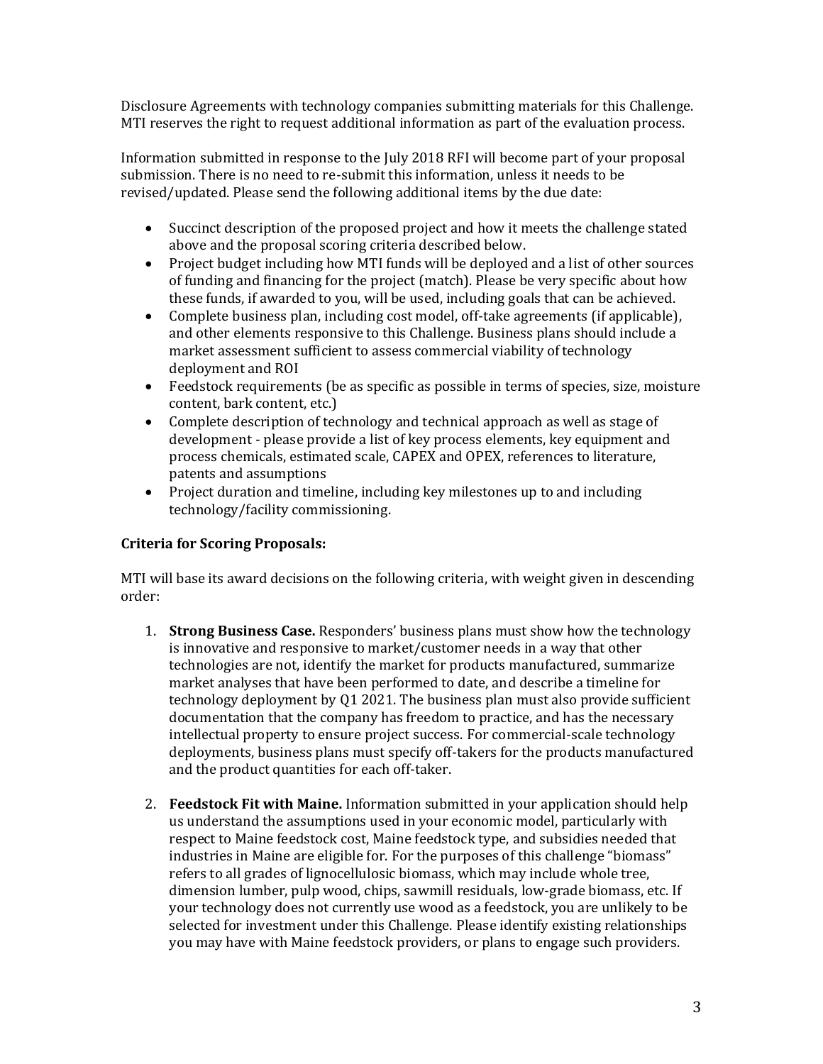Disclosure Agreements with technology companies submitting materials for this Challenge. MTI reserves the right to request additional information as part of the evaluation process.

Information submitted in response to the July 2018 RFI will become part of your proposal submission. There is no need to re-submit this information, unless it needs to be revised/updated. Please send the following additional items by the due date:

- Succinct description of the proposed project and how it meets the challenge stated above and the proposal scoring criteria described below.
- Project budget including how MTI funds will be deployed and a list of other sources of funding and financing for the project (match). Please be very specific about how these funds, if awarded to you, will be used, including goals that can be achieved.
- Complete business plan, including cost model, off-take agreements (if applicable), and other elements responsive to this Challenge. Business plans should include a market assessment sufficient to assess commercial viability of technology deployment and ROI
- Feedstock requirements (be as specific as possible in terms of species, size, moisture content, bark content, etc.)
- Complete description of technology and technical approach as well as stage of development - please provide a list of key process elements, key equipment and process chemicals, estimated scale, CAPEX and OPEX, references to literature, patents and assumptions
- Project duration and timeline, including key milestones up to and including technology/facility commissioning.

**Criteria for Scoring Proposals:**

MTI will base its award decisions on the following criteria, with weight given in descending order:

1. **Strong Business Case.** Responders' business plans must show how the technology is innovative and responsive to market/customer needs in a way that other technologies are not, identify the market for products manufactured, summarize market analyses that have been performed to date, and describe a timeline for technology deployment by Q1 2021. The business plan must also provide sufficient documentation that the company has freedom to practice, and has the necessary intellectual property to ensure project success. For commercial-scale technology deployments, business plans must specify off-takers for the products manufactured and the product quantities for each off-taker.

2. **Feedstock Fit with Maine.** Information submitted in your application should help us understand the assumptions used in your economic model, particularly with respect to Maine feedstock cost, Maine feedstock type, and subsidies needed that industries in Maine are eligible for. For the purposes of this challenge "biomass" refers to all grades of lignocellulosic biomass, which may include whole tree, dimension lumber, pulp wood, chips, sawmill residuals, low-grade biomass, etc. If your technology does not currently use wood as a feedstock, you are unlikely to be selected for investment under this Challenge. Please identify existing relationships you may have with Maine feedstock providers, or plans to engage such providers.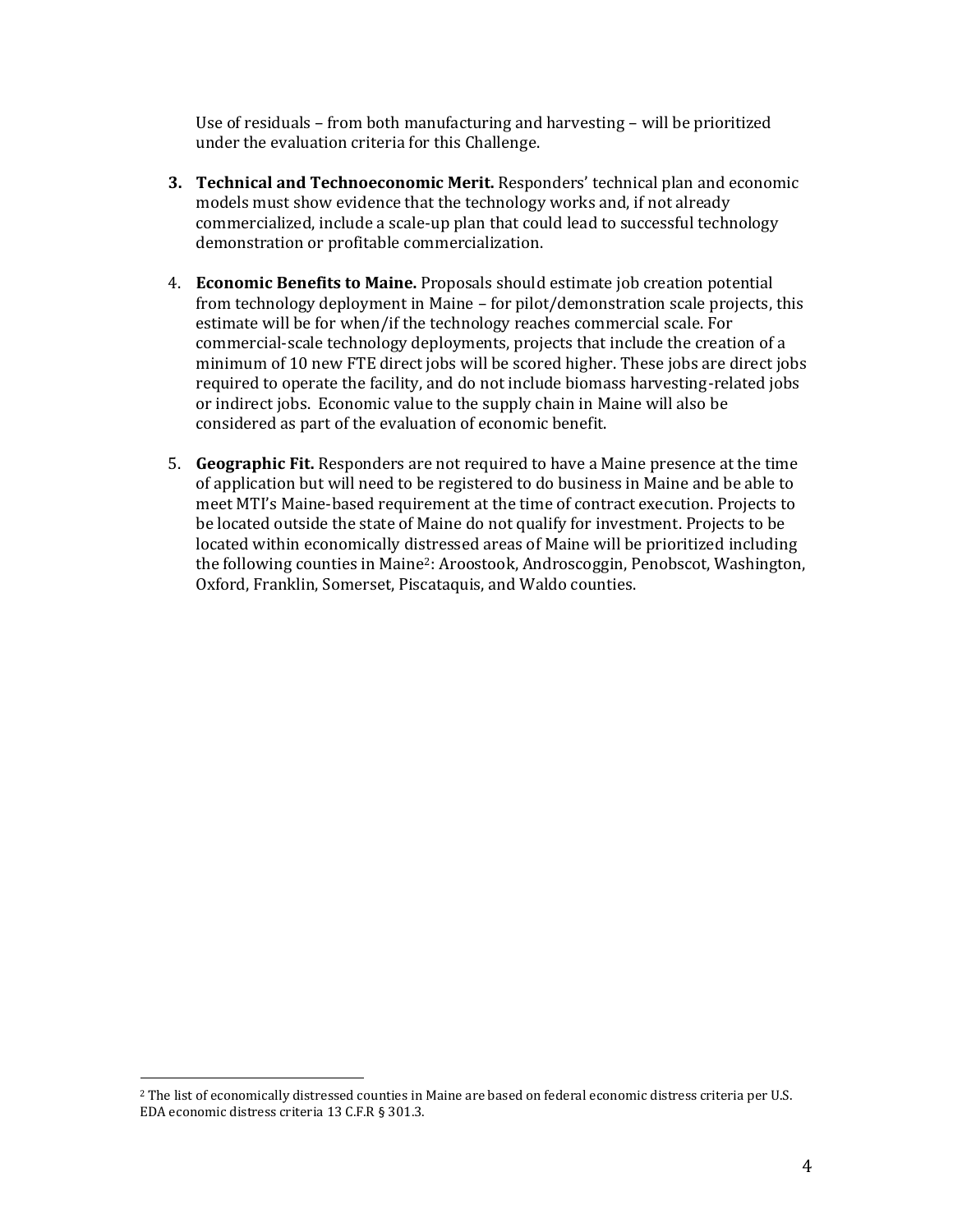Use of residuals – from both manufacturing and harvesting – will be prioritized under the evaluation criteria for this Challenge.

3. **Technical and Technoeconomic Merit.** Responders' technical plan and economic models must show evidence that the technology works and, if not already commercialized, include a scale-up plan that could lead to successful technology demonstration or profitable commercialization.

4. **Economic Benefits to Maine.** Proposals should estimate job creation potential from technology deployment in Maine – for pilot/demonstration scale projects, this estimate will be for when/if the technology reaches commercial scale. For commercial-scale technology deployments, projects that include the creation of a minimum of 10 new FTE direct jobs will be scored higher. These jobs are direct jobs required to operate the facility, and do not include biomass harvesting-related jobs or indirect jobs. Economic value to the supply chain in Maine will also be considered as part of the evaluation of economic benefit.

5. **Geographic Fit.** Responders are not required to have a Maine presence at the time of application but will need to be registered to do business in Maine and be able to meet MTI's Maine-based requirement at the time of contract execution. Projects to be located outside the state of Maine do not qualify for investment. Projects to be located within economically distressed areas of Maine will be prioritized including the following counties in Maine[2]: Aroostook, Androscoggin, Penobscot, Washington, Oxford, Franklin, Somerset, Piscataquis, and Waldo counties.

---

[2] The list of economically distressed counties in Maine are based on federal economic distress criteria per U.S. EDA economic distress criteria 13 C.F.R § 301.3.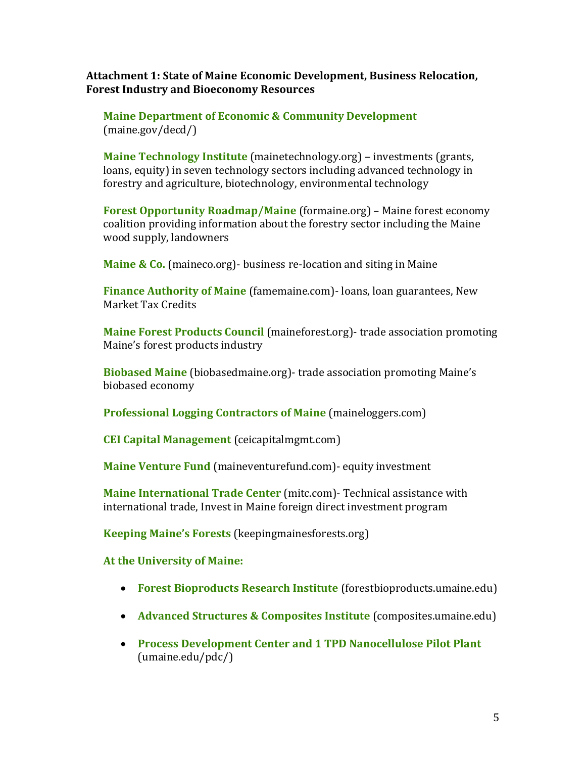**Attachment 1: State of Maine Economic Development, Business Relocation, Forest Industry and Bioeconomy Resources**

**Maine Department of Economic & Community Development** (maine.gov/decd/)

**Maine Technology Institute** (mainetechnology.org) – investments (grants, loans, equity) in seven technology sectors including advanced technology in forestry and agriculture, biotechnology, environmental technology

**Forest Opportunity Roadmap/Maine** (formaine.org) – Maine forest economy coalition providing information about the forestry sector including the Maine wood supply, landowners

**Maine & Co.** (maineco.org)- business re-location and siting in Maine

**Finance Authority of Maine** (famemaine.com)- loans, loan guarantees, New Market Tax Credits

**Maine Forest Products Council** (maineforest.org)- trade association promoting Maine's forest products industry

**Biobased Maine** (biobasedmaine.org)- trade association promoting Maine's biobased economy

**Professional Logging Contractors of Maine** (maineloggers.com)

**CEI Capital Management** (ceicapitalmgmt.com)

**Maine Venture Fund** (maineventurefund.com)- equity investment

**Maine International Trade Center** (mitc.com)- Technical assistance with international trade, Invest in Maine foreign direct investment program

**Keeping Maine's Forests** (keepingmainesforests.org)

**At the University of Maine:**

- **Forest Bioproducts Research Institute** (forestbioproducts.umaine.edu)
- **Advanced Structures & Composites Institute** (composites.umaine.edu)
- **Process Development Center and 1 TPD Nanocellulose Pilot Plant** (umaine.edu/pdc/)